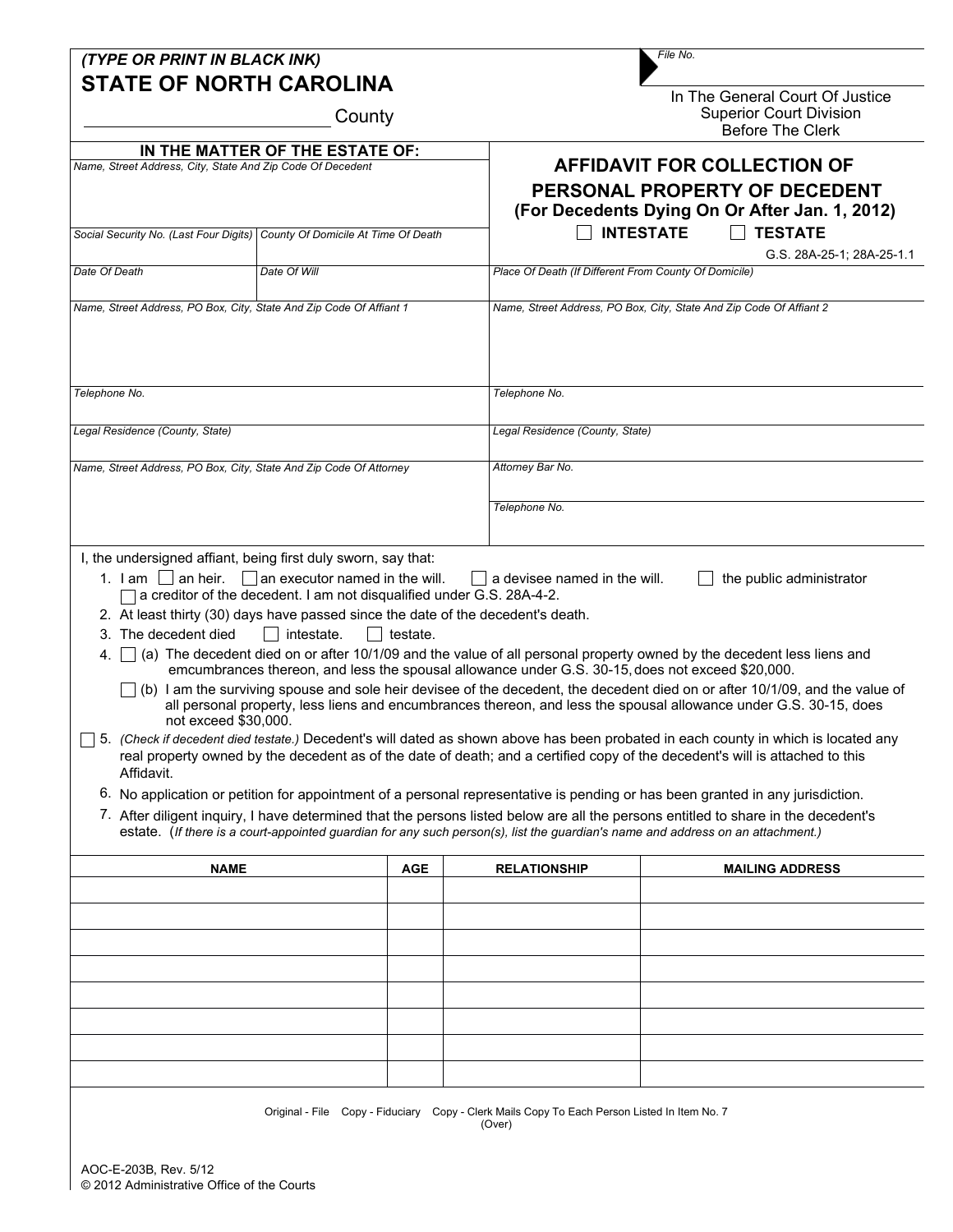*(TYPE OR PRINT IN BLACK INK)*

**STATE OF NORTH CAROLINA**

_________________________ County

File No.

In The General Court Of Justice
Superior Court Division
Before The Clerk

**IN THE MATTER OF THE ESTATE OF:**

*Name, Street Address, City, State And Zip Code Of Decedent*

# AFFIDAVIT FOR COLLECTION OF PERSONAL PROPERTY OF DECEDENT

**(For Decedents Dying On Or After Jan. 1, 2012)**

☐ **INTESTATE** ☐ **TESTATE**

G.S. 28A-25-1; 28A-25-1.1

| | |
|---|---|
| *Social Security No. (Last Four Digits)* | *County Of Domicile At Time Of Death* |
| *Date Of Death* | *Date Of Will* |

*Place Of Death (If Different From County Of Domicile)*

| | |
|---|---|
| *Name, Street Address, PO Box, City, State And Zip Code Of Affiant 1* | *Name, Street Address, PO Box, City, State And Zip Code Of Affiant 2* |
| *Telephone No.* | *Telephone No.* |
| *Legal Residence (County, State)* | *Legal Residence (County, State)* |
| *Name, Street Address, PO Box, City, State And Zip Code Of Attorney* | *Attorney Bar No.* |
| | *Telephone No.* |

I, the undersigned affiant, being first duly sworn, say that:

1. I am ☐ an heir. ☐ an executor named in the will. ☐ a devisee named in the will. ☐ the public administrator ☐ a creditor of the decedent. I am not disqualified under G.S. 28A-4-2.
2. At least thirty (30) days have passed since the date of the decedent's death.
3. The decedent died ☐ intestate. ☐ testate.
4. ☐ (a) The decedent died on or after 10/1/09 and the value of all personal property owned by the decedent less liens and emcumbrances thereon, and less the spousal allowance under G.S. 30-15, does not exceed $20,000.
   ☐ (b) I am the surviving spouse and sole heir devisee of the decedent, the decedent died on or after 10/1/09, and the value of all personal property, less liens and encumbrances thereon, and less the spousal allowance under G.S. 30-15, does not exceed $30,000.

☐ 5. *(Check if decedent died testate.)* Decedent's will dated as shown above has been probated in each county in which is located any real property owned by the decedent as of the date of death; and a certified copy of the decedent's will is attached to this Affidavit.

6. No application or petition for appointment of a personal representative is pending or has been granted in any jurisdiction.
7. After diligent inquiry, I have determined that the persons listed below are all the persons entitled to share in the decedent's estate. (*If there is a court-appointed guardian for any such person(s), list the guardian's name and address on an attachment.)*

| NAME | AGE | RELATIONSHIP | MAILING ADDRESS |
|---|---|---|---|
| | | | |
| | | | |
| | | | |
| | | | |
| | | | |
| | | | |
| | | | |
| | | | |

Original - File Copy - Fiduciary Copy - Clerk Mails Copy To Each Person Listed In Item No. 7
(Over)

AOC-E-203B, Rev. 5/12
© 2012 Administrative Office of the Courts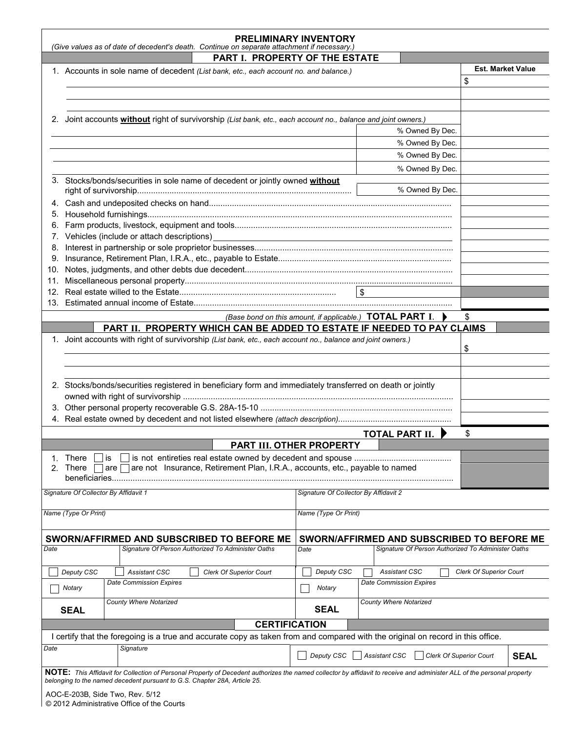# PRELIMINARY INVENTORY

*(Give values as of date of decedent's death. Continue on separate attachment if necessary.)*

## PART I. PROPERTY OF THE ESTATE

| | | Est. Market Value |
|---|---|---|
| 1. Accounts in sole name of decedent *(List bank, etc., each account no. and balance.)* | | $ |
| | | |
| | | |
| 2. Joint accounts **without** right of survivorship *(List bank, etc., each account no., balance and joint owners.)* | | |
| | % Owned By Dec. | |
| | % Owned By Dec. | |
| | % Owned By Dec. | |
| | % Owned By Dec. | |
| 3. Stocks/bonds/securities in sole name of decedent or jointly owned **without** right of survivorship | % Owned By Dec. | |
| 4. Cash and undeposited checks on hand | | |
| 5. Household furnishings | | |
| 6. Farm products, livestock, equipment and tools | | |
| 7. Vehicles (include or attach descriptions) | | |
| 8. Interest in partnership or sole proprietor businesses | | |
| 9. Insurance, Retirement Plan, I.R.A., etc., payable to Estate | | |
| 10. Notes, judgments, and other debts due decedent | | |
| 11. Miscellaneous personal property | | |
| 12. Real estate willed to the Estate | $ | |
| 13. Estimated annual income of Estate | | |
| *(Base bond on this amount, if applicable.)* **TOTAL PART I.** | | $ |

## PART II. PROPERTY WHICH CAN BE ADDED TO ESTATE IF NEEDED TO PAY CLAIMS

| | |
|---|---|
| 1. Joint accounts with right of survivorship *(List bank, etc., each account no., balance and joint owners.)* | $ |
| | |
| | |
| 2. Stocks/bonds/securities registered in beneficiary form and immediately transferred on death or jointly owned with right of survivorship | |
| 3. Other personal property recoverable G.S. 28A-15-10 | |
| 4. Real estate owned by decedent and not listed elsewhere *(attach description)* | |
| **TOTAL PART II.** | $ |

## PART III. OTHER PROPERTY

1. There ☐ is ☐ is not entireties real estate owned by decedent and spouse
2. There ☐ are ☐ are not Insurance, Retirement Plan, I.R.A., accounts, etc., payable to named beneficiaries

| Signature Of Collector By Affidavit 1 | Signature Of Collector By Affidavit 2 |
|---|---|
| Name (Type Or Print) | Name (Type Or Print) |

| **SWORN/AFFIRMED AND SUBSCRIBED TO BEFORE ME** | | **SWORN/AFFIRMED AND SUBSCRIBED TO BEFORE ME** | |
|---|---|---|---|
| Date | Signature Of Person Authorized To Administer Oaths | Date | Signature Of Person Authorized To Administer Oaths |
| ☐ Deputy CSC ☐ Assistant CSC ☐ Clerk Of Superior Court | | ☐ Deputy CSC ☐ Assistant CSC ☐ Clerk Of Superior Court | |
| ☐ Notary | Date Commission Expires | ☐ Notary | Date Commission Expires |
| **SEAL** | County Where Notarized | **SEAL** | County Where Notarized |

## CERTIFICATION

I certify that the foregoing is a true and accurate copy as taken from and compared with the original on record in this office.

| Date | Signature | ☐ Deputy CSC ☐ Assistant CSC ☐ Clerk Of Superior Court | **SEAL** |
|---|---|---|---|

**NOTE:** *This Affidavit for Collection of Personal Property of Decedent authorizes the named collector by affidavit to receive and administer ALL of the personal property belonging to the named decedent pursuant to G.S. Chapter 28A, Article 25.*

AOC-E-203B, Side Two, Rev. 5/12
© 2012 Administrative Office of the Courts